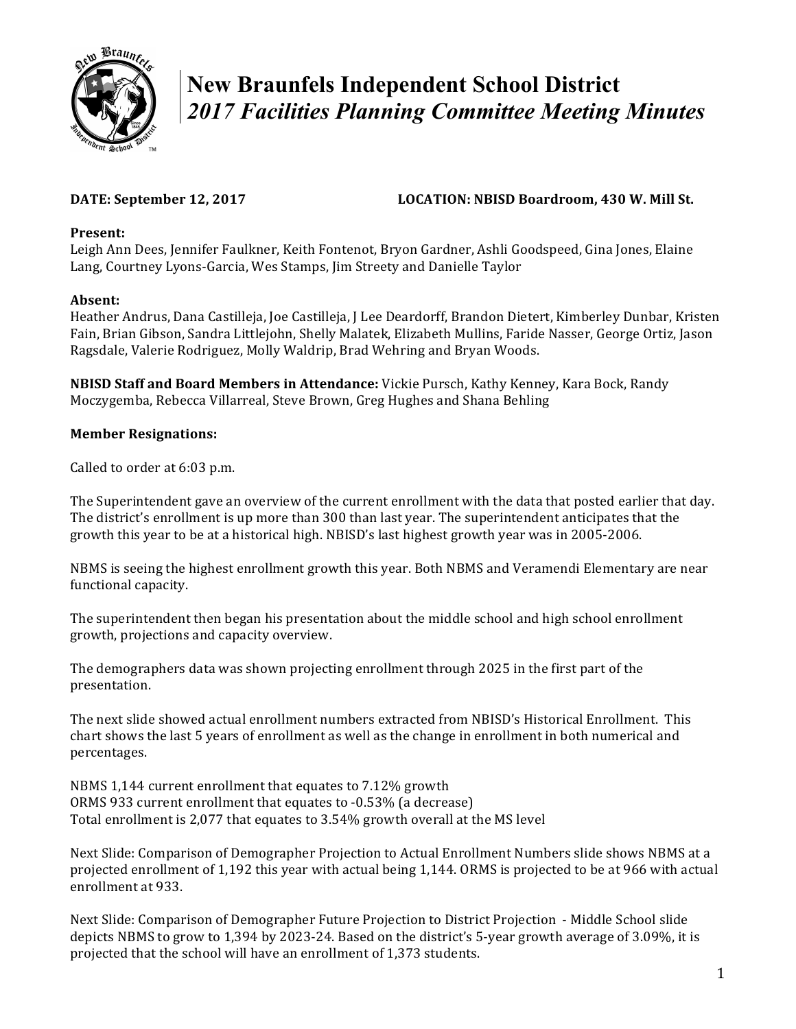# New Braunfels Independent School District

## *2017 Facilities Planning Committee Meeting Minutes*

**DATE: September 12, 2017** **LOCATION: NBISD Boardroom, 430 W. Mill St.**

**Present:**
Leigh Ann Dees, Jennifer Faulkner, Keith Fontenot, Bryon Gardner, Ashli Goodspeed, Gina Jones, Elaine Lang, Courtney Lyons-Garcia, Wes Stamps, Jim Streety and Danielle Taylor

**Absent:**
Heather Andrus, Dana Castilleja, Joe Castilleja, J Lee Deardorff, Brandon Dietert, Kimberley Dunbar, Kristen Fain, Brian Gibson, Sandra Littlejohn, Shelly Malatek, Elizabeth Mullins, Faride Nasser, George Ortiz, Jason Ragsdale, Valerie Rodriguez, Molly Waldrip, Brad Wehring and Bryan Woods.

**NBISD Staff and Board Members in Attendance:** Vickie Pursch, Kathy Kenney, Kara Bock, Randy Moczygemba, Rebecca Villarreal, Steve Brown, Greg Hughes and Shana Behling

**Member Resignations:**

Called to order at 6:03 p.m.

The Superintendent gave an overview of the current enrollment with the data that posted earlier that day. The district's enrollment is up more than 300 than last year. The superintendent anticipates that the growth this year to be at a historical high. NBISD's last highest growth year was in 2005-2006.

NBMS is seeing the highest enrollment growth this year. Both NBMS and Veramendi Elementary are near functional capacity.

The superintendent then began his presentation about the middle school and high school enrollment growth, projections and capacity overview.

The demographers data was shown projecting enrollment through 2025 in the first part of the presentation.

The next slide showed actual enrollment numbers extracted from NBISD's Historical Enrollment. This chart shows the last 5 years of enrollment as well as the change in enrollment in both numerical and percentages.

NBMS 1,144 current enrollment that equates to 7.12% growth
ORMS 933 current enrollment that equates to -0.53% (a decrease)
Total enrollment is 2,077 that equates to 3.54% growth overall at the MS level

Next Slide: Comparison of Demographer Projection to Actual Enrollment Numbers slide shows NBMS at a projected enrollment of 1,192 this year with actual being 1,144. ORMS is projected to be at 966 with actual enrollment at 933.

Next Slide: Comparison of Demographer Future Projection to District Projection - Middle School slide depicts NBMS to grow to 1,394 by 2023-24. Based on the district's 5-year growth average of 3.09%, it is projected that the school will have an enrollment of 1,373 students.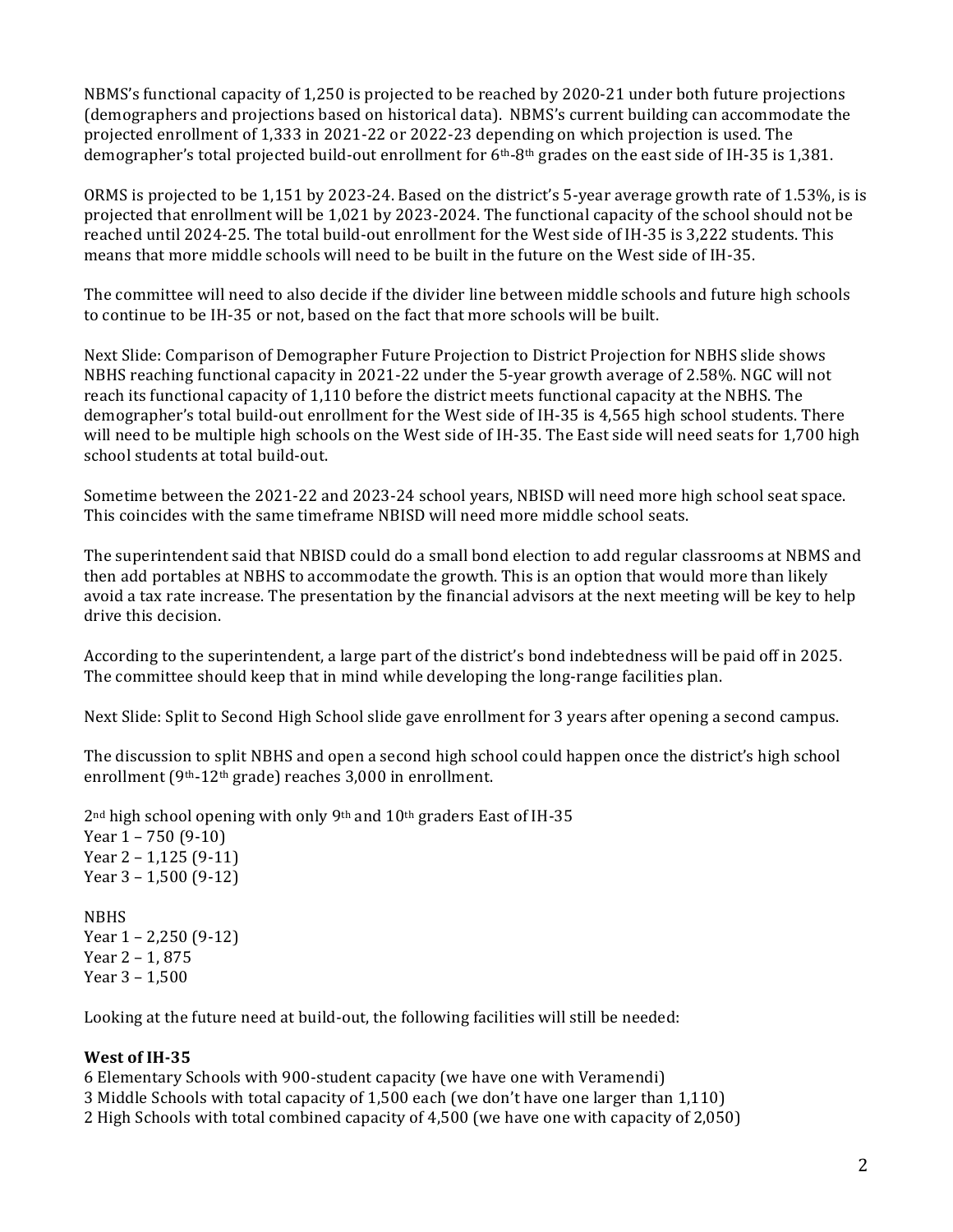NBMS's functional capacity of 1,250 is projected to be reached by 2020-21 under both future projections (demographers and projections based on historical data). NBMS's current building can accommodate the projected enrollment of 1,333 in 2021-22 or 2022-23 depending on which projection is used. The demographer's total projected build-out enrollment for 6th-8th grades on the east side of IH-35 is 1,381.

ORMS is projected to be 1,151 by 2023-24. Based on the district's 5-year average growth rate of 1.53%, is is projected that enrollment will be 1,021 by 2023-2024. The functional capacity of the school should not be reached until 2024-25. The total build-out enrollment for the West side of IH-35 is 3,222 students. This means that more middle schools will need to be built in the future on the West side of IH-35.

The committee will need to also decide if the divider line between middle schools and future high schools to continue to be IH-35 or not, based on the fact that more schools will be built.

Next Slide: Comparison of Demographer Future Projection to District Projection for NBHS slide shows NBHS reaching functional capacity in 2021-22 under the 5-year growth average of 2.58%. NGC will not reach its functional capacity of 1,110 before the district meets functional capacity at the NBHS. The demographer's total build-out enrollment for the West side of IH-35 is 4,565 high school students. There will need to be multiple high schools on the West side of IH-35. The East side will need seats for 1,700 high school students at total build-out.

Sometime between the 2021-22 and 2023-24 school years, NBISD will need more high school seat space. This coincides with the same timeframe NBISD will need more middle school seats.

The superintendent said that NBISD could do a small bond election to add regular classrooms at NBMS and then add portables at NBHS to accommodate the growth. This is an option that would more than likely avoid a tax rate increase. The presentation by the financial advisors at the next meeting will be key to help drive this decision.

According to the superintendent, a large part of the district's bond indebtedness will be paid off in 2025. The committee should keep that in mind while developing the long-range facilities plan.

Next Slide: Split to Second High School slide gave enrollment for 3 years after opening a second campus.

The discussion to split NBHS and open a second high school could happen once the district's high school enrollment (9th-12th grade) reaches 3,000 in enrollment.

2nd high school opening with only 9th and 10th graders East of IH-35
Year 1 – 750 (9-10)
Year 2 – 1,125 (9-11)
Year 3 – 1,500 (9-12)

NBHS
Year 1 – 2,250 (9-12)
Year 2 – 1, 875
Year 3 – 1,500

Looking at the future need at build-out, the following facilities will still be needed:

**West of IH-35**
6 Elementary Schools with 900-student capacity (we have one with Veramendi)
3 Middle Schools with total capacity of 1,500 each (we don't have one larger than 1,110)
2 High Schools with total combined capacity of 4,500 (we have one with capacity of 2,050)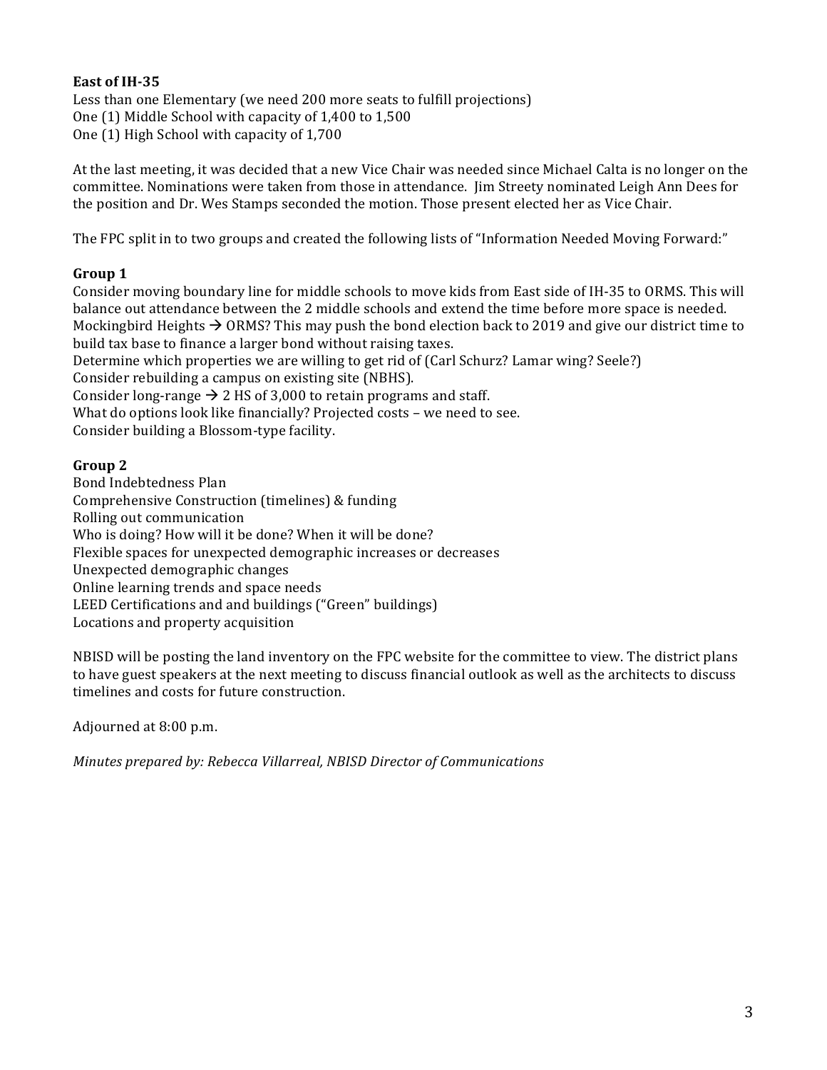**East of IH-35**

Less than one Elementary (we need 200 more seats to fulfill projections)
One (1) Middle School with capacity of 1,400 to 1,500
One (1) High School with capacity of 1,700

At the last meeting, it was decided that a new Vice Chair was needed since Michael Calta is no longer on the committee. Nominations were taken from those in attendance. Jim Streety nominated Leigh Ann Dees for the position and Dr. Wes Stamps seconded the motion. Those present elected her as Vice Chair.

The FPC split in to two groups and created the following lists of "Information Needed Moving Forward:"

**Group 1**

Consider moving boundary line for middle schools to move kids from East side of IH-35 to ORMS. This will balance out attendance between the 2 middle schools and extend the time before more space is needed.
Mockingbird Heights → ORMS? This may push the bond election back to 2019 and give our district time to build tax base to finance a larger bond without raising taxes.
Determine which properties we are willing to get rid of (Carl Schurz? Lamar wing? Seele?)
Consider rebuilding a campus on existing site (NBHS).
Consider long-range → 2 HS of 3,000 to retain programs and staff.
What do options look like financially? Projected costs – we need to see.
Consider building a Blossom-type facility.

**Group 2**

Bond Indebtedness Plan
Comprehensive Construction (timelines) & funding
Rolling out communication
Who is doing? How will it be done? When it will be done?
Flexible spaces for unexpected demographic increases or decreases
Unexpected demographic changes
Online learning trends and space needs
LEED Certifications and and buildings ("Green" buildings)
Locations and property acquisition

NBISD will be posting the land inventory on the FPC website for the committee to view. The district plans to have guest speakers at the next meeting to discuss financial outlook as well as the architects to discuss timelines and costs for future construction.

Adjourned at 8:00 p.m.

*Minutes prepared by: Rebecca Villarreal, NBISD Director of Communications*